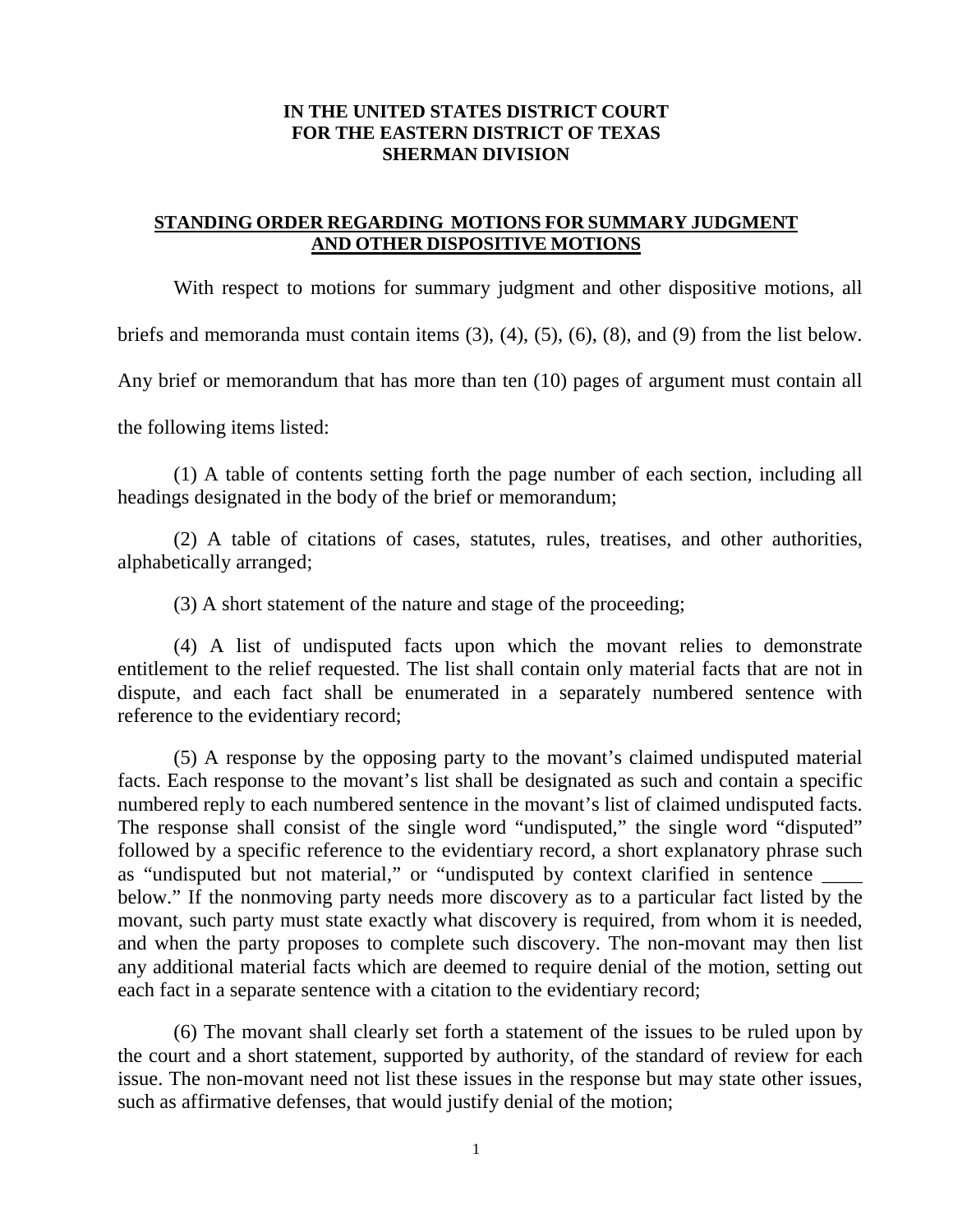**IN THE UNITED STATES DISTRICT COURT**
**FOR THE EASTERN DISTRICT OF TEXAS**
**SHERMAN DIVISION**

**STANDING ORDER REGARDING MOTIONS FOR SUMMARY JUDGMENT AND OTHER DISPOSITIVE MOTIONS**

With respect to motions for summary judgment and other dispositive motions, all briefs and memoranda must contain items (3), (4), (5), (6), (8), and (9) from the list below. Any brief or memorandum that has more than ten (10) pages of argument must contain all the following items listed:

(1) A table of contents setting forth the page number of each section, including all headings designated in the body of the brief or memorandum;

(2) A table of citations of cases, statutes, rules, treatises, and other authorities, alphabetically arranged;

(3) A short statement of the nature and stage of the proceeding;

(4) A list of undisputed facts upon which the movant relies to demonstrate entitlement to the relief requested. The list shall contain only material facts that are not in dispute, and each fact shall be enumerated in a separately numbered sentence with reference to the evidentiary record;

(5) A response by the opposing party to the movant's claimed undisputed material facts. Each response to the movant's list shall be designated as such and contain a specific numbered reply to each numbered sentence in the movant's list of claimed undisputed facts. The response shall consist of the single word "undisputed," the single word "disputed" followed by a specific reference to the evidentiary record, a short explanatory phrase such as "undisputed but not material," or "undisputed by context clarified in sentence ____ below." If the nonmoving party needs more discovery as to a particular fact listed by the movant, such party must state exactly what discovery is required, from whom it is needed, and when the party proposes to complete such discovery. The non-movant may then list any additional material facts which are deemed to require denial of the motion, setting out each fact in a separate sentence with a citation to the evidentiary record;

(6) The movant shall clearly set forth a statement of the issues to be ruled upon by the court and a short statement, supported by authority, of the standard of review for each issue. The non-movant need not list these issues in the response but may state other issues, such as affirmative defenses, that would justify denial of the motion;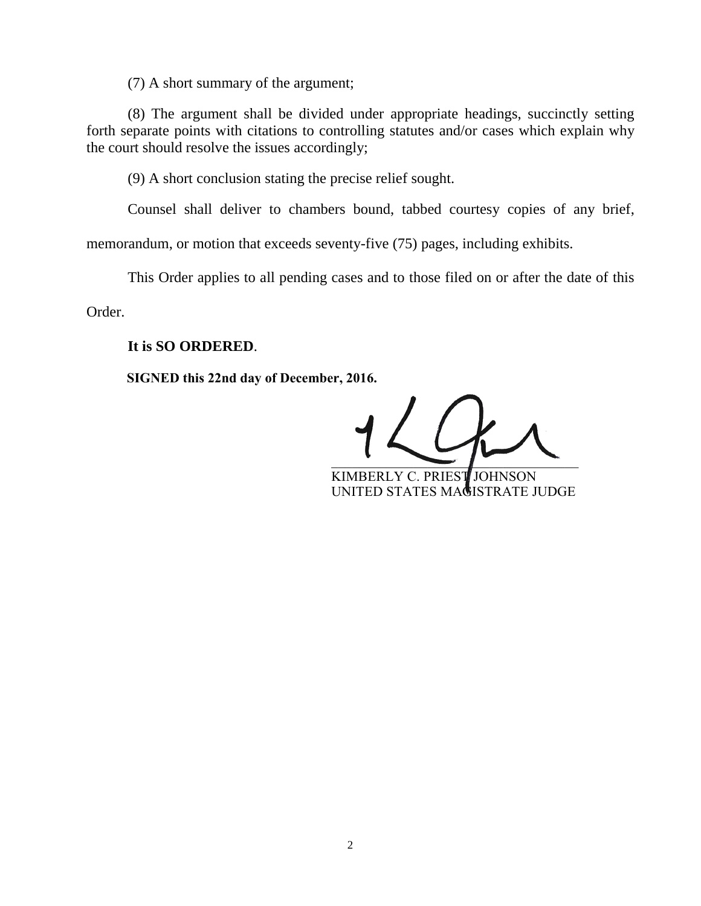(7) A short summary of the argument;

(8) The argument shall be divided under appropriate headings, succinctly setting forth separate points with citations to controlling statutes and/or cases which explain why the court should resolve the issues accordingly;

(9) A short conclusion stating the precise relief sought.

Counsel shall deliver to chambers bound, tabbed courtesy copies of any brief, memorandum, or motion that exceeds seventy-five (75) pages, including exhibits.

This Order applies to all pending cases and to those filed on or after the date of this Order.

**It is SO ORDERED**.

**SIGNED this 22nd day of December, 2016.**

KIMBERLY C. PRIEST JOHNSON
UNITED STATES MAGISTRATE JUDGE